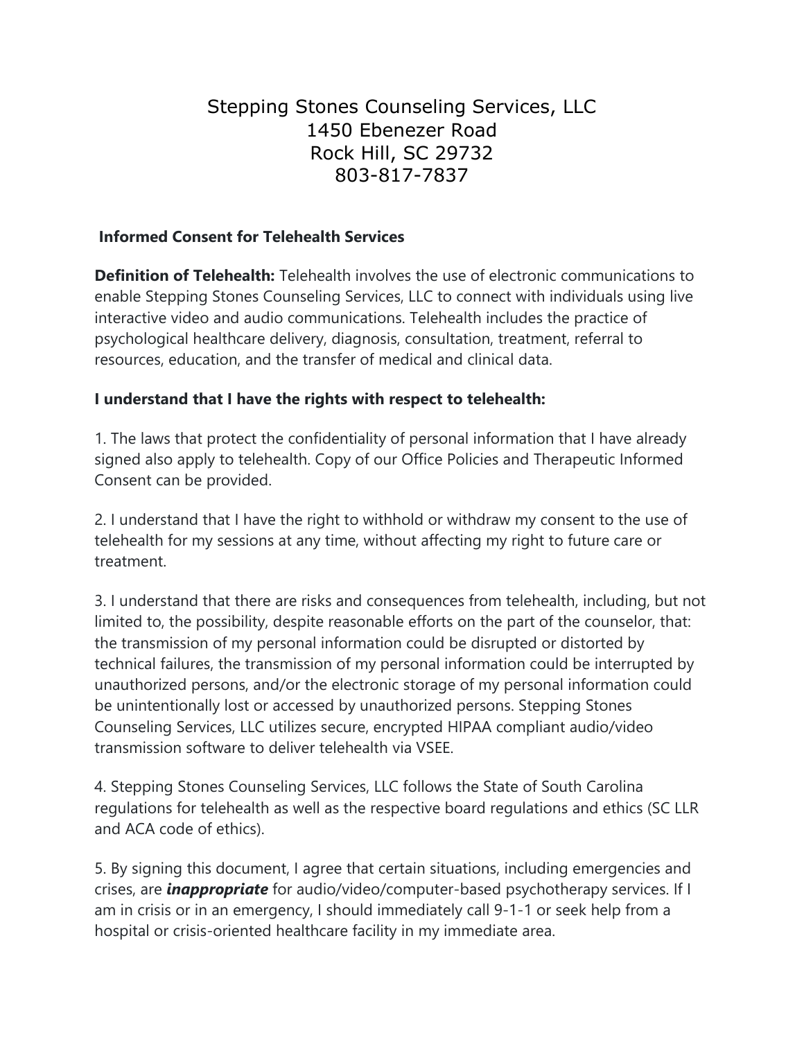# Stepping Stones Counseling Services, LLC
1450 Ebenezer Road
Rock Hill, SC 29732
803-817-7837

## Informed Consent for Telehealth Services

**Definition of Telehealth:** Telehealth involves the use of electronic communications to enable Stepping Stones Counseling Services, LLC to connect with individuals using live interactive video and audio communications. Telehealth includes the practice of psychological healthcare delivery, diagnosis, consultation, treatment, referral to resources, education, and the transfer of medical and clinical data.

**I understand that I have the rights with respect to telehealth:**

1. The laws that protect the confidentiality of personal information that I have already signed also apply to telehealth. Copy of our Office Policies and Therapeutic Informed Consent can be provided.

2. I understand that I have the right to withhold or withdraw my consent to the use of telehealth for my sessions at any time, without affecting my right to future care or treatment.

3. I understand that there are risks and consequences from telehealth, including, but not limited to, the possibility, despite reasonable efforts on the part of the counselor, that: the transmission of my personal information could be disrupted or distorted by technical failures, the transmission of my personal information could be interrupted by unauthorized persons, and/or the electronic storage of my personal information could be unintentionally lost or accessed by unauthorized persons. Stepping Stones Counseling Services, LLC utilizes secure, encrypted HIPAA compliant audio/video transmission software to deliver telehealth via VSEE.

4. Stepping Stones Counseling Services, LLC follows the State of South Carolina regulations for telehealth as well as the respective board regulations and ethics (SC LLR and ACA code of ethics).

5. By signing this document, I agree that certain situations, including emergencies and crises, are ***inappropriate*** for audio/video/computer-based psychotherapy services. If I am in crisis or in an emergency, I should immediately call 9-1-1 or seek help from a hospital or crisis-oriented healthcare facility in my immediate area.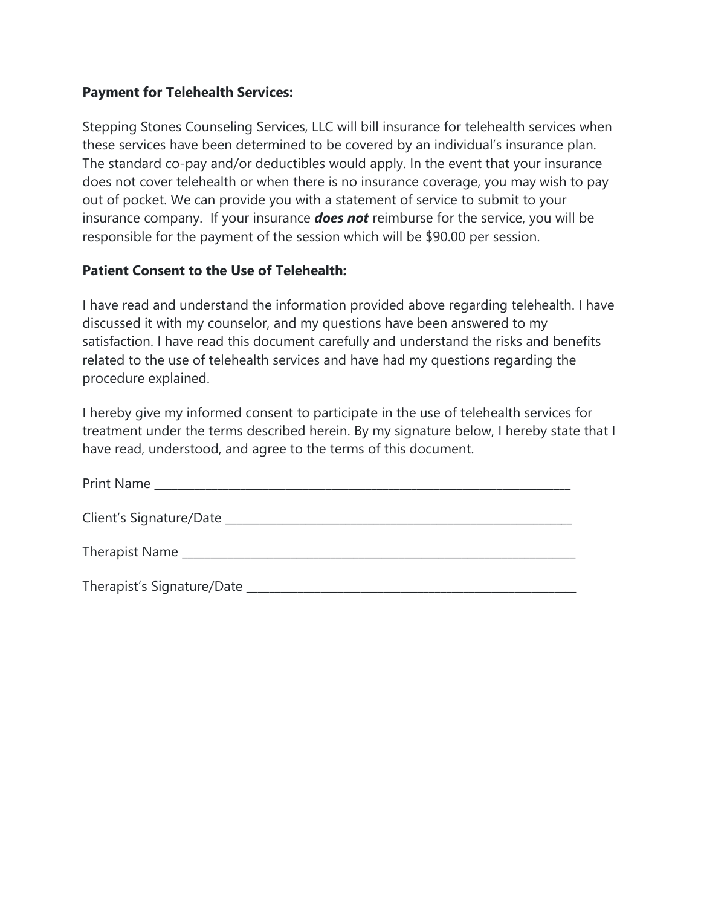**Payment for Telehealth Services:**

Stepping Stones Counseling Services, LLC will bill insurance for telehealth services when these services have been determined to be covered by an individual's insurance plan. The standard co-pay and/or deductibles would apply. In the event that your insurance does not cover telehealth or when there is no insurance coverage, you may wish to pay out of pocket. We can provide you with a statement of service to submit to your insurance company. If your insurance ***does not*** reimburse for the service, you will be responsible for the payment of the session which will be $90.00 per session.

**Patient Consent to the Use of Telehealth:**

I have read and understand the information provided above regarding telehealth. I have discussed it with my counselor, and my questions have been answered to my satisfaction. I have read this document carefully and understand the risks and benefits related to the use of telehealth services and have had my questions regarding the procedure explained.

I hereby give my informed consent to participate in the use of telehealth services for treatment under the terms described herein. By my signature below, I hereby state that I have read, understood, and agree to the terms of this document.

Print Name ___________________________________________________________________________

Client's Signature/Date ______________________________________________________________

Therapist Name _______________________________________________________________________

Therapist's Signature/Date ___________________________________________________________